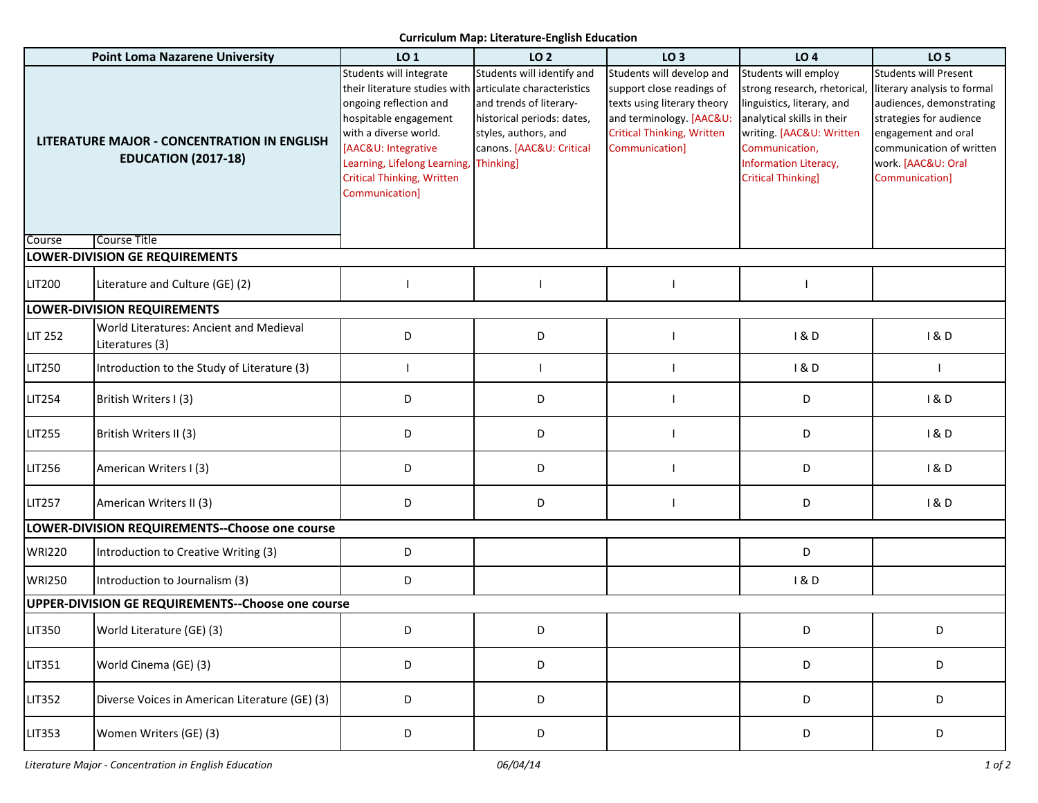# Curriculum Map: Literature-English Education

| Point Loma Nazarene University | | LO 1 | LO 2 | LO 3 | LO 4 | LO 5 |
|---|---|---|---|---|---|---|
| **LITERATURE MAJOR - CONCENTRATION IN ENGLISH EDUCATION (2017-18)** | | Students will integrate their literature studies with ongoing reflection and hospitable engagement with a diverse world. [AAC&U: Integrative Learning, Lifelong Learning, Critical Thinking, Written Communication] | Students will identify and articulate characteristics and trends of literary-historical periods: dates, styles, authors, and canons. [AAC&U: Critical Thinking] | Students will develop and support close readings of texts using literary theory and terminology. [AAC&U: Critical Thinking, Written Communication] | Students will employ strong research, rhetorical, linguistics, literary, and analytical skills in their writing. [AAC&U: Written Communication, Information Literacy, Critical Thinking] | Students will Present literary analysis to formal audiences, demonstrating strategies for audience engagement and oral communication of written work. [AAC&U: Oral Communication] |
| Course | Course Title | | | | | |
| **LOWER-DIVISION GE REQUIREMENTS** | | | | | | |
| LIT200 | Literature and Culture (GE) (2) | I | I | I | I | |
| **LOWER-DIVISION REQUIREMENTS** | | | | | | |
| LIT 252 | World Literatures: Ancient and Medieval Literatures (3) | D | D | I | I & D | I & D |
| LIT250 | Introduction to the Study of Literature (3) | I | I | I | I & D | I |
| LIT254 | British Writers I (3) | D | D | I | D | I & D |
| LIT255 | British Writers II (3) | D | D | I | D | I & D |
| LIT256 | American Writers I (3) | D | D | I | D | I & D |
| LIT257 | American Writers II (3) | D | D | I | D | I & D |
| **LOWER-DIVISION REQUIREMENTS--Choose one course** | | | | | | |
| WRI220 | Introduction to Creative Writing (3) | D | | | D | |
| WRI250 | Introduction to Journalism (3) | D | | | I & D | |
| **UPPER-DIVISION GE REQUIREMENTS--Choose one course** | | | | | | |
| LIT350 | World Literature (GE) (3) | D | D | | D | D |
| LIT351 | World Cinema (GE) (3) | D | D | | D | D |
| LIT352 | Diverse Voices in American Literature (GE) (3) | D | D | | D | D |
| LIT353 | Women Writers (GE) (3) | D | D | | D | D |

*Literature Major - Concentration in English Education* *06/04/14*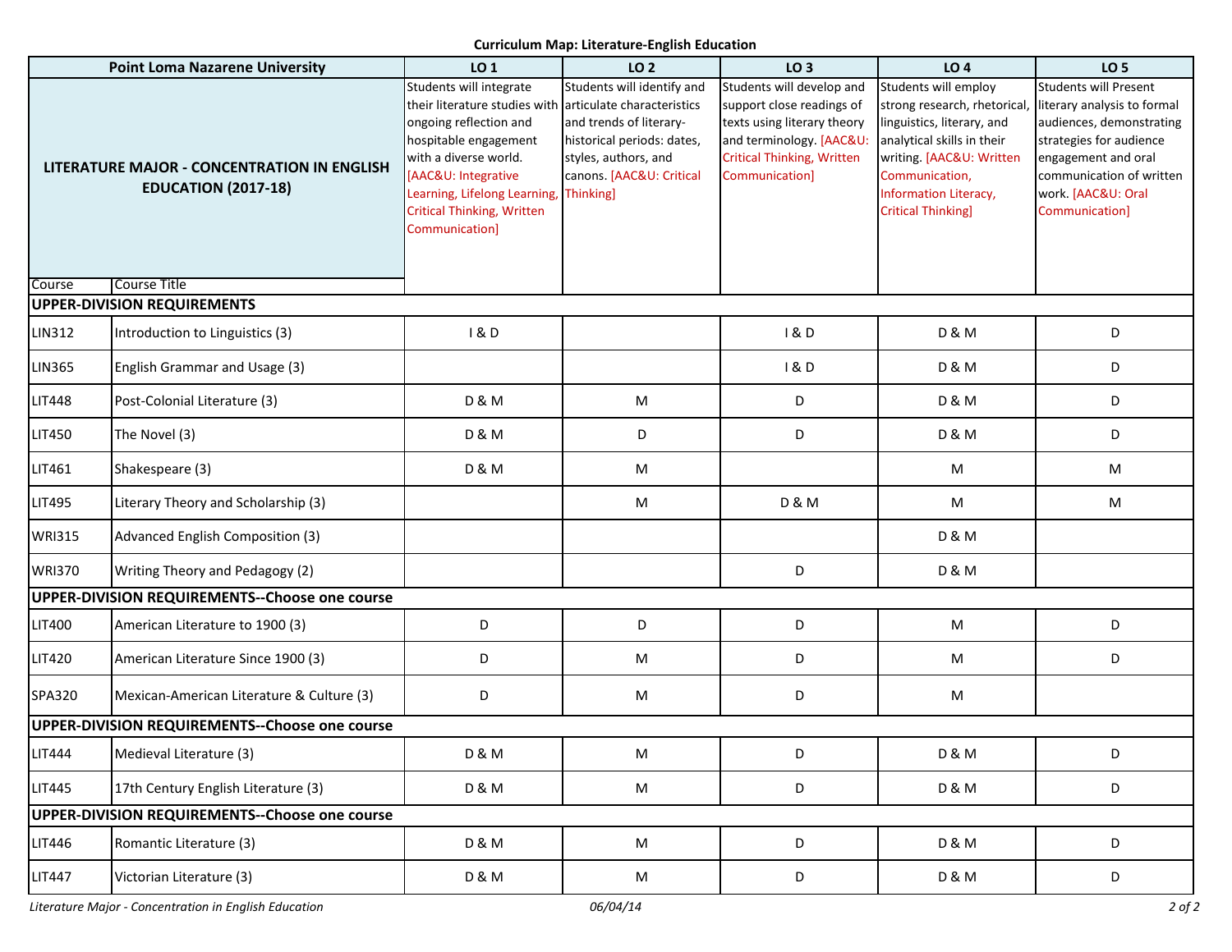**Curriculum Map: Literature-English Education**

| Point Loma Nazarene University | | LO 1 | LO 2 | LO 3 | LO 4 | LO 5 |
|---|---|---|---|---|---|---|
| LITERATURE MAJOR - CONCENTRATION IN ENGLISH EDUCATION (2017-18) | | Students will integrate their literature studies with ongoing reflection and hospitable engagement with a diverse world. [AAC&U: Integrative Learning, Lifelong Learning, Critical Thinking, Written Communication] | Students will identify and articulate characteristics and trends of literary-historical periods: dates, styles, authors, and canons. [AAC&U: Critical Thinking] | Students will develop and support close readings of texts using literary theory and terminology. [AAC&U: Critical Thinking, Written Communication] | Students will employ strong research, rhetorical, linguistics, literary, and analytical skills in their writing. [AAC&U: Written Communication, Information Literacy, Critical Thinking] | Students will Present literary analysis to formal audiences, demonstrating strategies for audience engagement and oral communication of written work. [AAC&U: Oral Communication] |
| Course | Course Title | | | | | |
| **UPPER-DIVISION REQUIREMENTS** | | | | | | |
| LIN312 | Introduction to Linguistics (3) | I & D | | I & D | D & M | D |
| LIN365 | English Grammar and Usage (3) | | | I & D | D & M | D |
| LIT448 | Post-Colonial Literature (3) | D & M | M | D | D & M | D |
| LIT450 | The Novel (3) | D & M | D | D | D & M | D |
| LIT461 | Shakespeare (3) | D & M | M | | M | M |
| LIT495 | Literary Theory and Scholarship (3) | | M | D & M | M | M |
| WRI315 | Advanced English Composition (3) | | | | D & M | |
| WRI370 | Writing Theory and Pedagogy (2) | | | D | D & M | |
| **UPPER-DIVISION REQUIREMENTS--Choose one course** | | | | | | |
| LIT400 | American Literature to 1900 (3) | D | D | D | M | D |
| LIT420 | American Literature Since 1900 (3) | D | M | D | M | D |
| SPA320 | Mexican-American Literature & Culture (3) | D | M | D | M | |
| **UPPER-DIVISION REQUIREMENTS--Choose one course** | | | | | | |
| LIT444 | Medieval Literature (3) | D & M | M | D | D & M | D |
| LIT445 | 17th Century English Literature (3) | D & M | M | D | D & M | D |
| **UPPER-DIVISION REQUIREMENTS--Choose one course** | | | | | | |
| LIT446 | Romantic Literature (3) | D & M | M | D | D & M | D |
| LIT447 | Victorian Literature (3) | D & M | M | D | D & M | D |